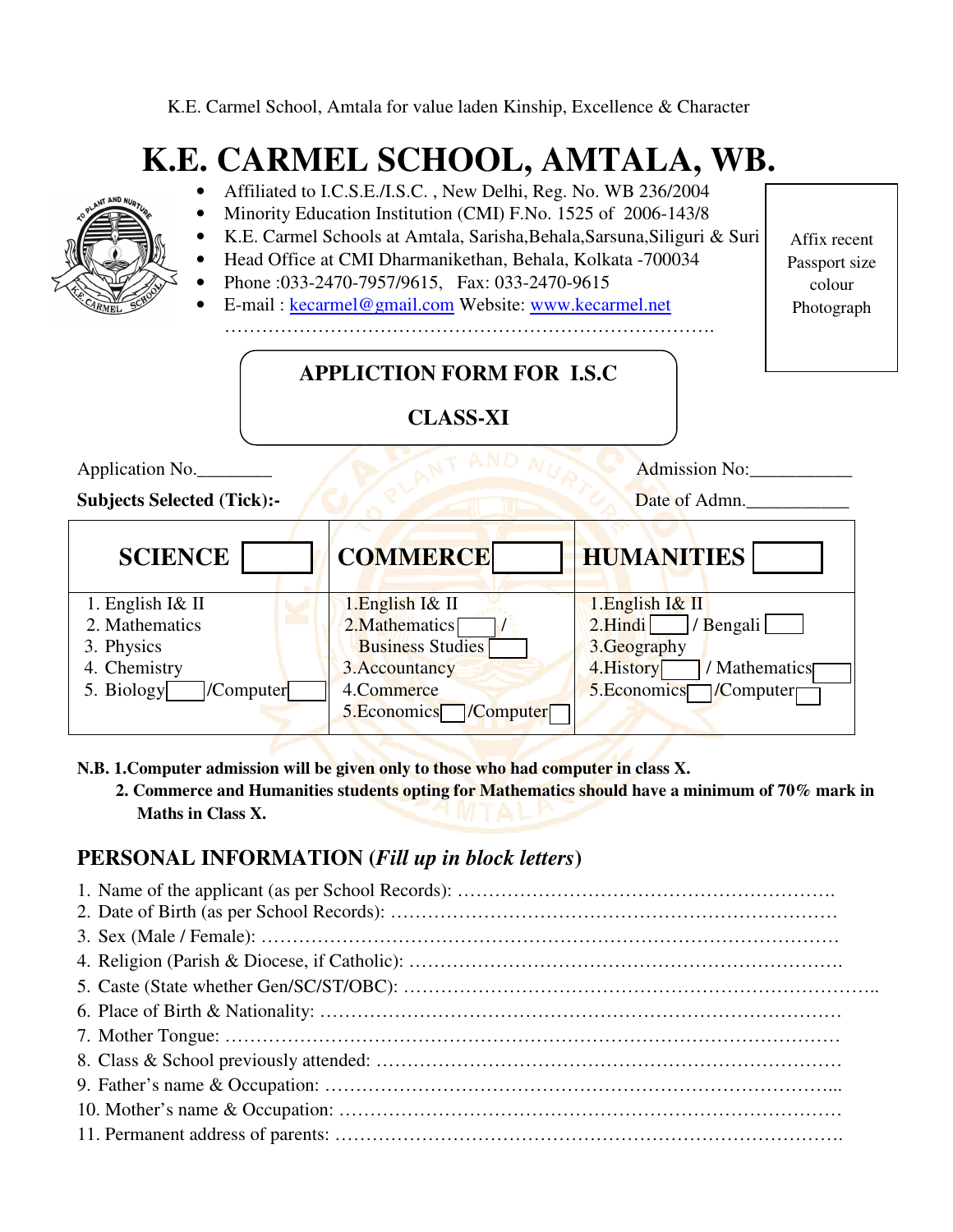K.E. Carmel School, Amtala for value laden Kinship, Excellence & Character

# K.E. CARMEL SCHOOL, AMTALA, WB.

- Affiliated to I.C.S.E./I.S.C. , New Delhi, Reg. No. WB 236/2004
- Minority Education Institution (CMI) F.No. 1525 of 2006-143/8
- K.E. Carmel Schools at Amtala, Sarisha,Behala,Sarsuna,Siliguri & Suri
- Head Office at CMI Dharmanikethan, Behala, Kolkata -700034
- Phone :033-2470-7957/9615, Fax: 033-2470-9615
- E-mail : kecarmel@gmail.com Website: www.kecarmel.net

…………………………………………………………………….

Affix recent Passport size colour Photograph

## APPLICTION FORM FOR I.S.C
## CLASS-XI

Application No.________ Admission No:___________

**Subjects Selected (Tick):-** Date of Admn.___________

| SCIENCE ☐ | COMMERCE ☐ | HUMANITIES ☐ |
|---|---|---|
| 1. English I& II<br>2. Mathematics<br>3. Physics<br>4. Chemistry<br>5. Biology ☐ /Computer ☐ | 1.English I& II<br>2.Mathematics ☐ / Business Studies ☐<br>3.Accountancy<br>4.Commerce<br>5.Economics ☐ /Computer ☐ | 1.English I& II<br>2.Hindi ☐ / Bengali ☐<br>3.Geography<br>4.History ☐ / Mathematics ☐<br>5.Economics ☐ /Computer ☐ |

**N.B. 1.Computer admission will be given only to those who had computer in class X.**

**2. Commerce and Humanities students opting for Mathematics should have a minimum of 70% mark in Maths in Class X.**

## PERSONAL INFORMATION (*Fill up in block letters*)

1. Name of the applicant (as per School Records): ……………………………………………………
2. Date of Birth (as per School Records): ………………………………………………………………
3. Sex (Male / Female): ……………………………………………………………………………………
4. Religion (Parish & Diocese, if Catholic): ……………………………………………………………
5. Caste (State whether Gen/SC/ST/OBC): ………………………………………………………………..
6. Place of Birth & Nationality: ……………………………………………………………………………
7. Mother Tongue: ……………………………………………………………………………………………
8. Class & School previously attended: …………………………………………………………………
9. Father's name & Occupation: ………………………………………………………………………...
10. Mother's name & Occupation: …………………………………………………………………………
11. Permanent address of parents: …………………………………………………………………………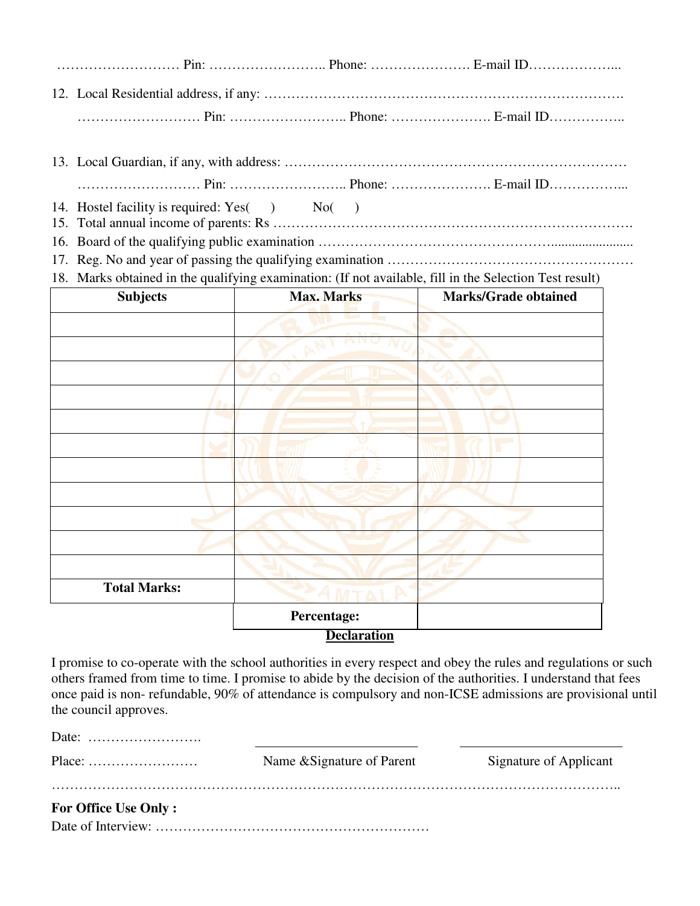……………………… Pin: …………………….. Phone: …………………. E-mail ID………………...

12. Local Residential address, if any: ……………………………………………………………….
    ……………………… Pin: …………………….. Phone: …………………. E-mail ID……………..

13. Local Guardian, if any, with address: ………………………………………………………………
    ……………………… Pin: …………………….. Phone: …………………. E-mail ID……………...
14. Hostel facility is required: Yes(   )   No(   )
15. Total annual income of parents: Rs ……………………………………………………………….
16. Board of the qualifying public examination …………………………………………......................
17. Reg. No and year of passing the qualifying examination ………………………………………………
18. Marks obtained in the qualifying examination: (If not available, fill in the Selection Test result)

| Subjects | Max. Marks | Marks/Grade obtained |
|---|---|---|
| | | |
| | | |
| | | |
| | | |
| | | |
| | | |
| | | |
| | | |
| | | |
| | | |
| | | |
| **Total Marks:** | | |
| | **Percentage:** | |

**Declaration**

I promise to co-operate with the school authorities in every respect and obey the rules and regulations or such others framed from time to time. I promise to abide by the decision of the authorities. I understand that fees once paid is non- refundable, 90% of attendance is compulsory and non-ICSE admissions are provisional until the council approves.

Date: …………………….

Place: ……………………   Name &Signature of Parent   Signature of Applicant

………………………………………………………………………………………………………..

**For Office Use Only :**

Date of Interview: …………………………………………………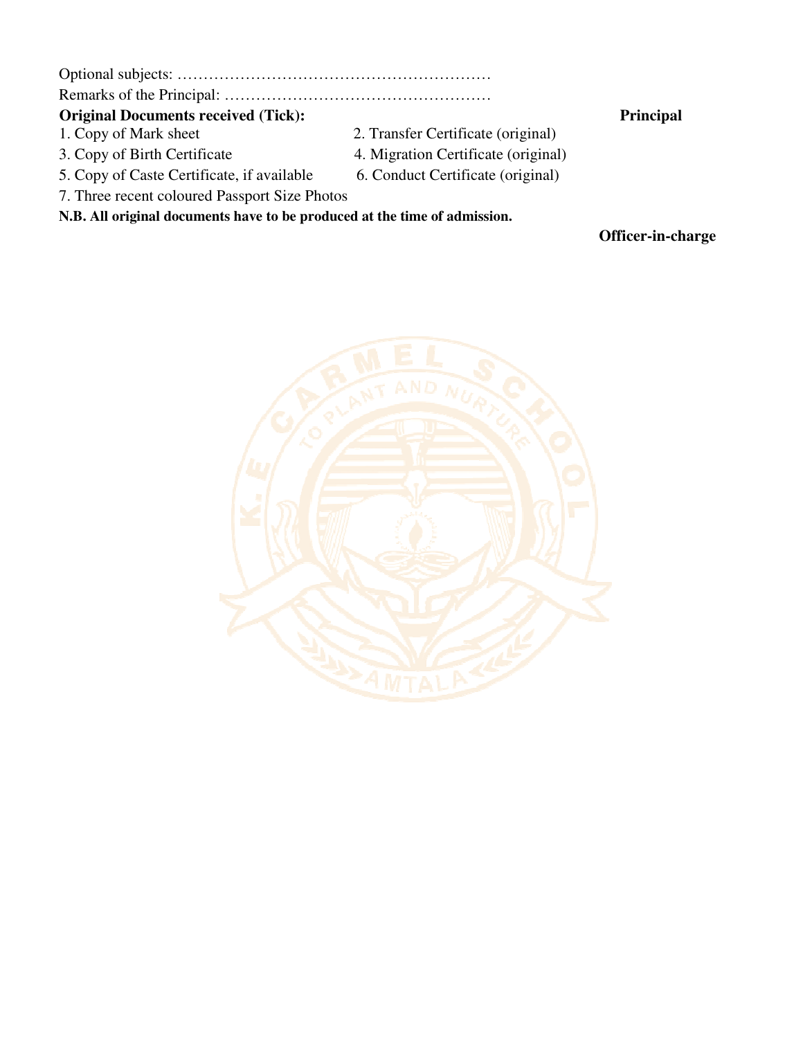Optional subjects: …………………………………………………

Remarks of the Principal: ……………………………………………

**Original Documents received (Tick):** **Principal**

1. Copy of Mark sheet
2. Transfer Certificate (original)
3. Copy of Birth Certificate
4. Migration Certificate (original)
5. Copy of Caste Certificate, if available
6. Conduct Certificate (original)
7. Three recent coloured Passport Size Photos

**N.B. All original documents have to be produced at the time of admission.**

**Officer-in-charge**